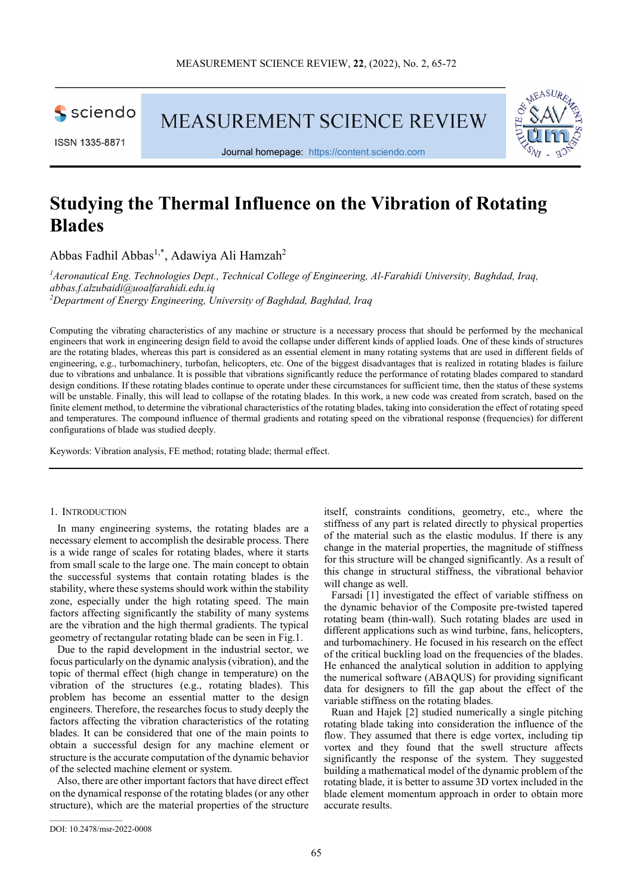# Studying the Thermal Influence on the Vibration of Rotating Blades

Abbas Fadhil Abbas[1,*], Adawiya Ali Hamzah[2]

[1]*Aeronautical Eng. Technologies Dept., Technical College of Engineering, Al-Farahidi University, Baghdad, Iraq, abbas.f.alzubaidi@uoalfarahidi.edu.iq*
[2]*Department of Energy Engineering, University of Baghdad, Baghdad, Iraq*

Computing the vibrating characteristics of any machine or structure is a necessary process that should be performed by the mechanical engineers that work in engineering design field to avoid the collapse under different kinds of applied loads. One of these kinds of structures are the rotating blades, whereas this part is considered as an essential element in many rotating systems that are used in different fields of engineering, e.g., turbomachinery, turbofan, helicopters, etc. One of the biggest disadvantages that is realized in rotating blades is failure due to vibrations and unbalance. It is possible that vibrations significantly reduce the performance of rotating blades compared to standard design conditions. If these rotating blades continue to operate under these circumstances for sufficient time, then the status of these systems will be unstable. Finally, this will lead to collapse of the rotating blades. In this work, a new code was created from scratch, based on the finite element method, to determine the vibrational characteristics of the rotating blades, taking into consideration the effect of rotating speed and temperatures. The compound influence of thermal gradients and rotating speed on the vibrational response (frequencies) for different configurations of blade was studied deeply.

Keywords: Vibration analysis, FE method; rotating blade; thermal effect.

## 1. Introduction

In many engineering systems, the rotating blades are a necessary element to accomplish the desirable process. There is a wide range of scales for rotating blades, where it starts from small scale to the large one. The main concept to obtain the successful systems that contain rotating blades is the stability, where these systems should work within the stability zone, especially under the high rotating speed. The main factors affecting significantly the stability of many systems are the vibration and the high thermal gradients. The typical geometry of rectangular rotating blade can be seen in Fig.1.

Due to the rapid development in the industrial sector, we focus particularly on the dynamic analysis (vibration), and the topic of thermal effect (high change in temperature) on the vibration of the structures (e.g., rotating blades). This problem has become an essential matter to the design engineers. Therefore, the researches focus to study deeply the factors affecting the vibration characteristics of the rotating blades. It can be considered that one of the main points to obtain a successful design for any machine element or structure is the accurate computation of the dynamic behavior of the selected machine element or system.

Also, there are other important factors that have direct effect on the dynamical response of the rotating blades (or any other structure), which are the material properties of the structure itself, constraints conditions, geometry, etc., where the stiffness of any part is related directly to physical properties of the material such as the elastic modulus. If there is any change in the material properties, the magnitude of stiffness for this structure will be changed significantly. As a result of this change in structural stiffness, the vibrational behavior will change as well.

Farsadi [1] investigated the effect of variable stiffness on the dynamic behavior of the Composite pre-twisted tapered rotating beam (thin-wall). Such rotating blades are used in different applications such as wind turbine, fans, helicopters, and turbomachinery. He focused in his research on the effect of the critical buckling load on the frequencies of the blades. He enhanced the analytical solution in addition to applying the numerical software (ABAQUS) for providing significant data for designers to fill the gap about the effect of the variable stiffness on the rotating blades.

Ruan and Hajek [2] studied numerically a single pitching rotating blade taking into consideration the influence of the flow. They assumed that there is edge vortex, including tip vortex and they found that the swell structure affects significantly the response of the system. They suggested building a mathematical model of the dynamic problem of the rotating blade, it is better to assume 3D vortex included in the blade element momentum approach in order to obtain more accurate results.

DOI: 10.2478/msr-2022-0008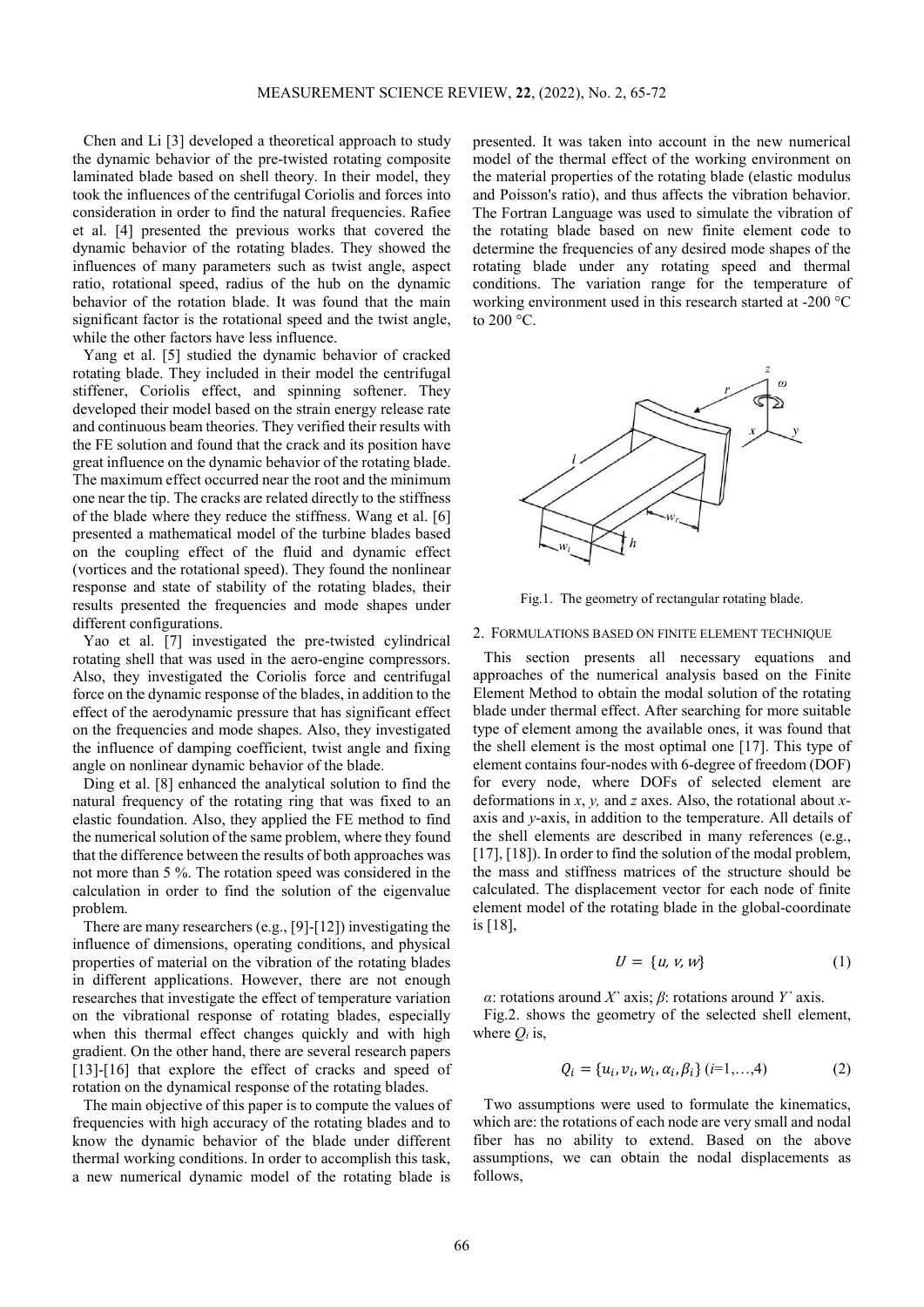Chen and Li [3] developed a theoretical approach to study the dynamic behavior of the pre-twisted rotating composite laminated blade based on shell theory. In their model, they took the influences of the centrifugal Coriolis and forces into consideration in order to find the natural frequencies. Rafiee et al. [4] presented the previous works that covered the dynamic behavior of the rotating blades. They showed the influences of many parameters such as twist angle, aspect ratio, rotational speed, radius of the hub on the dynamic behavior of the rotation blade. It was found that the main significant factor is the rotational speed and the twist angle, while the other factors have less influence.

Yang et al. [5] studied the dynamic behavior of cracked rotating blade. They included in their model the centrifugal stiffener, Coriolis effect, and spinning softener. They developed their model based on the strain energy release rate and continuous beam theories. They verified their results with the FE solution and found that the crack and its position have great influence on the dynamic behavior of the rotating blade. The maximum effect occurred near the root and the minimum one near the tip. The cracks are related directly to the stiffness of the blade where they reduce the stiffness. Wang et al. [6] presented a mathematical model of the turbine blades based on the coupling effect of the fluid and dynamic effect (vortices and the rotational speed). They found the nonlinear response and state of stability of the rotating blades, their results presented the frequencies and mode shapes under different configurations.

Yao et al. [7] investigated the pre-twisted cylindrical rotating shell that was used in the aero-engine compressors. Also, they investigated the Coriolis force and centrifugal force on the dynamic response of the blades, in addition to the effect of the aerodynamic pressure that has significant effect on the frequencies and mode shapes. Also, they investigated the influence of damping coefficient, twist angle and fixing angle on nonlinear dynamic behavior of the blade.

Ding et al. [8] enhanced the analytical solution to find the natural frequency of the rotating ring that was fixed to an elastic foundation. Also, they applied the FE method to find the numerical solution of the same problem, where they found that the difference between the results of both approaches was not more than 5 %. The rotation speed was considered in the calculation in order to find the solution of the eigenvalue problem.

There are many researchers (e.g., [9]-[12]) investigating the influence of dimensions, operating conditions, and physical properties of material on the vibration of the rotating blades in different applications. However, there are not enough researches that investigate the effect of temperature variation on the vibrational response of rotating blades, especially when this thermal effect changes quickly and with high gradient. On the other hand, there are several research papers [13]-[16] that explore the effect of cracks and speed of rotation on the dynamical response of the rotating blades.

The main objective of this paper is to compute the values of frequencies with high accuracy of the rotating blades and to know the dynamic behavior of the blade under different thermal working conditions. In order to accomplish this task, a new numerical dynamic model of the rotating blade is presented. It was taken into account in the new numerical model of the thermal effect of the working environment on the material properties of the rotating blade (elastic modulus and Poisson's ratio), and thus affects the vibration behavior. The Fortran Language was used to simulate the vibration of the rotating blade based on new finite element code to determine the frequencies of any desired mode shapes of the rotating blade under any rotating speed and thermal conditions. The variation range for the temperature of working environment used in this research started at -200 °C to 200 °C.

Fig.1. The geometry of rectangular rotating blade.

## 2. FORMULATIONS BASED ON FINITE ELEMENT TECHNIQUE

This section presents all necessary equations and approaches of the numerical analysis based on the Finite Element Method to obtain the modal solution of the rotating blade under thermal effect. After searching for more suitable type of element among the available ones, it was found that the shell element is the most optimal one [17]. This type of element contains four-nodes with 6-degree of freedom (DOF) for every node, where DOFs of selected element are deformations in *x*, *y,* and *z* axes. Also, the rotational about *x*-axis and *y*-axis, in addition to the temperature. All details of the shell elements are described in many references (e.g., [17], [18]). In order to find the solution of the modal problem, the mass and stiffness matrices of the structure should be calculated. The displacement vector for each node of finite element model of the rotating blade in the global-coordinate is [18],

$$U = \{u, v, w\} \tag{1}$$

$\alpha$: rotations around $X`$ axis; $\beta$: rotations around $Y`$ axis.

Fig.2. shows the geometry of the selected shell element, where $Q_i$ is,

$$Q_i = \{u_i, v_i, w_i, \alpha_i, \beta_i\} \; (i=1,\ldots,4) \tag{2}$$

Two assumptions were used to formulate the kinematics, which are: the rotations of each node are very small and nodal fiber has no ability to extend. Based on the above assumptions, we can obtain the nodal displacements as follows,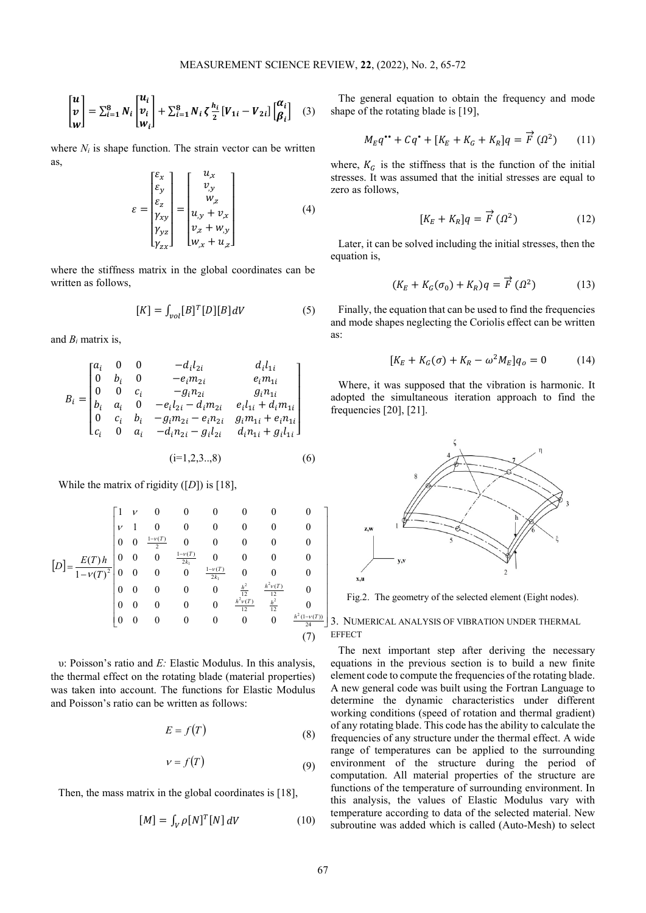$$\begin{bmatrix} \boldsymbol{u} \\ \boldsymbol{v} \\ \boldsymbol{w} \end{bmatrix} = \sum_{i=1}^{8} \boldsymbol{N_i} \begin{bmatrix} \boldsymbol{u_i} \\ \boldsymbol{v_i} \\ \boldsymbol{w_i} \end{bmatrix} + \sum_{i=1}^{8} \boldsymbol{N_i} \, \boldsymbol{\zeta} \frac{\boldsymbol{h_i}}{\boldsymbol{2}} [\boldsymbol{V_{1i}} - \boldsymbol{V_{2i}}] \begin{bmatrix} \boldsymbol{\alpha_i} \\ \boldsymbol{\beta_i} \end{bmatrix} \quad (3)$$

where $N_i$ is shape function. The strain vector can be written as,

$$\varepsilon = \begin{bmatrix} \varepsilon_x \\ \varepsilon_y \\ \varepsilon_z \\ \gamma_{xy} \\ \gamma_{yz} \\ \gamma_{zx} \end{bmatrix} = \begin{bmatrix} u_{,x} \\ v_{,y} \\ w_{,z} \\ u_{,y} + v_{,x} \\ v_{,z} + w_{,y} \\ w_{,x} + u_{,z} \end{bmatrix} \quad (4)$$

where the stiffness matrix in the global coordinates can be written as follows,

$$[K] = \int_{vol} [B]^T [D][B] \, dV \quad (5)$$

and $B_i$ matrix is,

$$B_i = \begin{bmatrix} a_i & 0 & 0 & -d_i l_{2i} & d_i l_{1i} \\ 0 & b_i & 0 & -e_i m_{2i} & e_i m_{1i} \\ 0 & 0 & c_i & -g_i n_{2i} & g_i n_{1i} \\ b_i & a_i & 0 & -e_i l_{2i} - d_i m_{2i} & e_i l_{1i} + d_i m_{1i} \\ 0 & c_i & b_i & -g_i m_{2i} - e_i n_{2i} & g_i m_{1i} + e_i n_{1i} \\ c_i & 0 & a_i & -d_i n_{2i} - g_i l_{2i} & d_i n_{1i} + g_i l_{1i} \end{bmatrix}$$

$$(i=1,2,3..,8) \quad (6)$$

While the matrix of rigidity ([*D*]) is [18],

$$[D] = \frac{E(T)\,h}{1-\nu(T)^2} \begin{bmatrix} 1 & \nu & 0 & 0 & 0 & 0 & 0 & 0 \\ \nu & 1 & 0 & 0 & 0 & 0 & 0 & 0 \\ 0 & 0 & \frac{1-\nu(T)}{2} & 0 & 0 & 0 & 0 & 0 \\ 0 & 0 & 0 & \frac{1-\nu(T)}{2k_1} & 0 & 0 & 0 & 0 \\ 0 & 0 & 0 & 0 & \frac{1-\nu(T)}{2k_1} & 0 & 0 & 0 \\ 0 & 0 & 0 & 0 & 0 & \frac{h^2}{12} & \frac{h^2 \nu(T)}{12} & 0 \\ 0 & 0 & 0 & 0 & 0 & \frac{h^2 \nu(T)}{12} & \frac{h^2}{12} & 0 \\ 0 & 0 & 0 & 0 & 0 & 0 & 0 & \frac{h^2(1-\nu(T))}{24} \end{bmatrix} \quad (7)$$

$\upsilon$: Poisson's ratio and *E:* Elastic Modulus. In this analysis, the thermal effect on the rotating blade (material properties) was taken into account. The functions for Elastic Modulus and Poisson's ratio can be written as follows:

$$E = f(T) \quad (8)$$

$$\nu = f(T) \quad (9)$$

Then, the mass matrix in the global coordinates is [18],

$$[M] = \int_V \rho [N]^T [N] \, dV \quad (10)$$

The general equation to obtain the frequency and mode shape of the rotating blade is [19],

$$M_E q^{\bullet\bullet} + C q^{\bullet} + [K_E + K_G + K_R] q = \vec{F}(\Omega^2) \quad (11)$$

where, $K_G$ is the stiffness that is the function of the initial stresses. It was assumed that the initial stresses are equal to zero as follows,

$$[K_E + K_R] q = \vec{F}(\Omega^2) \quad (12)$$

Later, it can be solved including the initial stresses, then the equation is,

$$(K_E + K_G(\sigma_0) + K_R) q = \vec{F}(\Omega^2) \quad (13)$$

Finally, the equation that can be used to find the frequencies and mode shapes neglecting the Coriolis effect can be written as:

$$[K_E + K_G(\sigma) + K_R - \omega^2 M_E] q_o = 0 \quad (14)$$

Where, it was supposed that the vibration is harmonic. It adopted the simultaneous iteration approach to find the frequencies [20], [21].

Fig.2. The geometry of the selected element (Eight nodes).

## 3. Numerical analysis of vibration under thermal effect

The next important step after deriving the necessary equations in the previous section is to build a new finite element code to compute the frequencies of the rotating blade. A new general code was built using the Fortran Language to determine the dynamic characteristics under different working conditions (speed of rotation and thermal gradient) of any rotating blade. This code has the ability to calculate the frequencies of any structure under the thermal effect. A wide range of temperatures can be applied to the surrounding environment of the structure during the period of computation. All material properties of the structure are functions of the temperature of surrounding environment. In this analysis, the values of Elastic Modulus vary with temperature according to data of the selected material. New subroutine was added which is called (Auto-Mesh) to select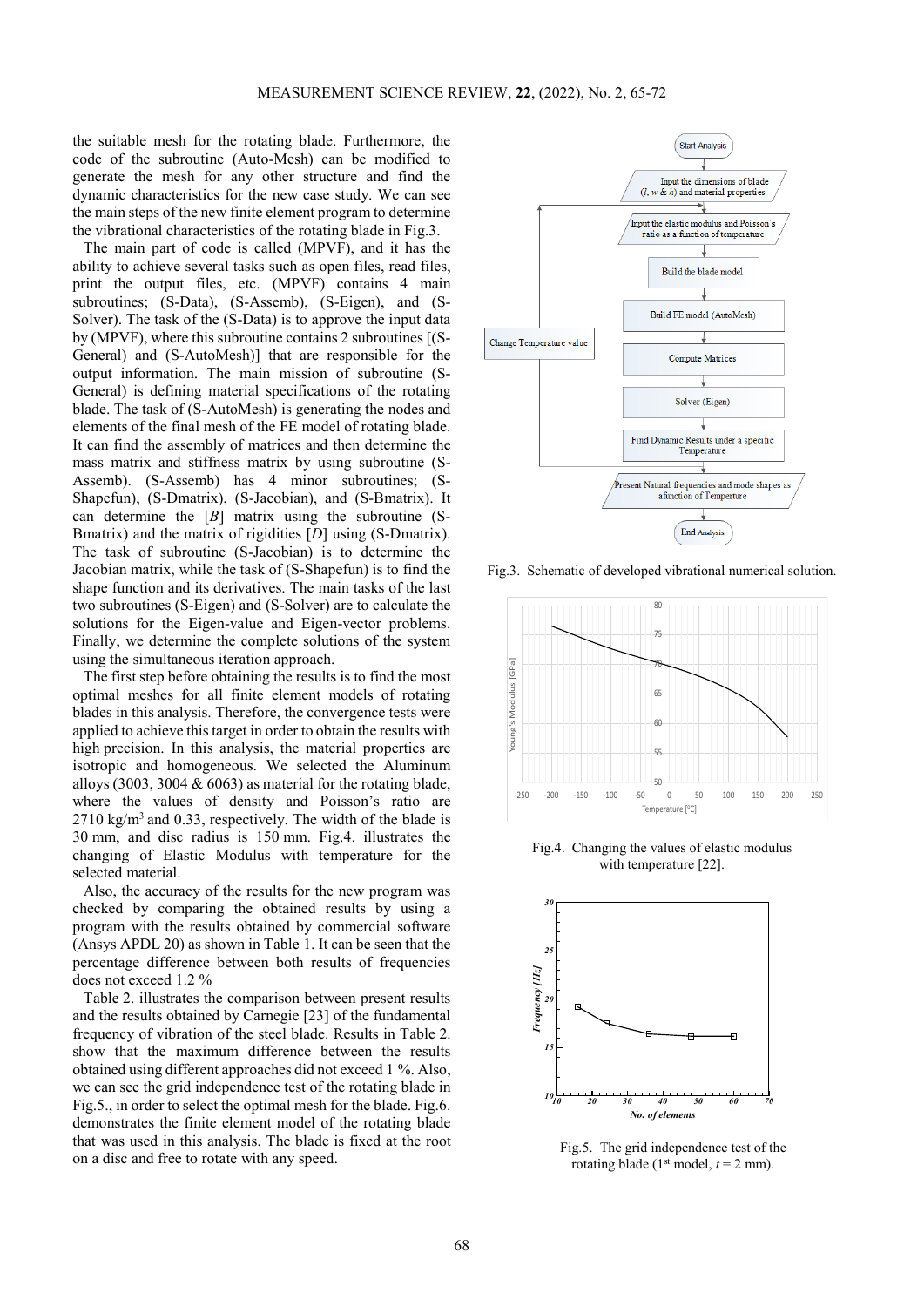the suitable mesh for the rotating blade. Furthermore, the code of the subroutine (Auto-Mesh) can be modified to generate the mesh for any other structure and find the dynamic characteristics for the new case study. We can see the main steps of the new finite element program to determine the vibrational characteristics of the rotating blade in Fig.3.

The main part of code is called (MPVF), and it has the ability to achieve several tasks such as open files, read files, print the output files, etc. (MPVF) contains 4 main subroutines; (S-Data), (S-Assemb), (S-Eigen), and (S-Solver). The task of the (S-Data) is to approve the input data by (MPVF), where this subroutine contains 2 subroutines [(S-General) and (S-AutoMesh)] that are responsible for the output information. The main mission of subroutine (S-General) is defining material specifications of the rotating blade. The task of (S-AutoMesh) is generating the nodes and elements of the final mesh of the FE model of rotating blade. It can find the assembly of matrices and then determine the mass matrix and stiffness matrix by using subroutine (S-Assemb). (S-Assemb) has 4 minor subroutines; (S-Shapefun), (S-Dmatrix), (S-Jacobian), and (S-Bmatrix). It can determine the [*B*] matrix using the subroutine (S-Bmatrix) and the matrix of rigidities [*D*] using (S-Dmatrix). The task of subroutine (S-Jacobian) is to determine the Jacobian matrix, while the task of (S-Shapefun) is to find the shape function and its derivatives. The main tasks of the last two subroutines (S-Eigen) and (S-Solver) are to calculate the solutions for the Eigen-value and Eigen-vector problems. Finally, we determine the complete solutions of the system using the simultaneous iteration approach.

The first step before obtaining the results is to find the most optimal meshes for all finite element models of rotating blades in this analysis. Therefore, the convergence tests were applied to achieve this target in order to obtain the results with high precision. In this analysis, the material properties are isotropic and homogeneous. We selected the Aluminum alloys (3003, 3004 & 6063) as material for the rotating blade, where the values of density and Poisson's ratio are 2710 kg/m$^3$ and 0.33, respectively. The width of the blade is 30 mm, and disc radius is 150 mm. Fig.4. illustrates the changing of Elastic Modulus with temperature for the selected material.

Also, the accuracy of the results for the new program was checked by comparing the obtained results by using a program with the results obtained by commercial software (Ansys APDL 20) as shown in Table 1. It can be seen that the percentage difference between both results of frequencies does not exceed 1.2 %

Table 2. illustrates the comparison between present results and the results obtained by Carnegie [23] of the fundamental frequency of vibration of the steel blade. Results in Table 2. show that the maximum difference between the results obtained using different approaches did not exceed 1 %. Also, we can see the grid independence test of the rotating blade in Fig.5., in order to select the optimal mesh for the blade. Fig.6. demonstrates the finite element model of the rotating blade that was used in this analysis. The blade is fixed at the root on a disc and free to rotate with any speed.

Fig.3. Schematic of developed vibrational numerical solution.

Fig.4. Changing the values of elastic modulus with temperature [22].

Fig.5. The grid independence test of the rotating blade (1$^{st}$ model, $t$ = 2 mm).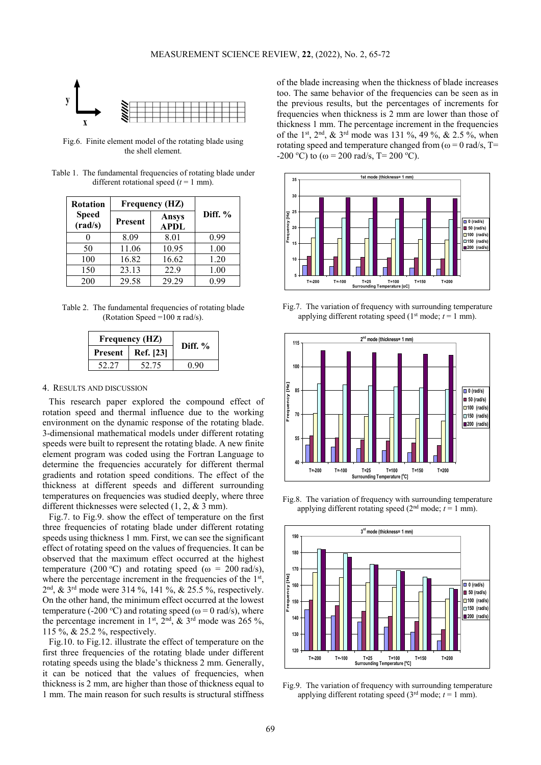Fig.6. Finite element model of the rotating blade using the shell element.

Table 1. The fundamental frequencies of rotating blade under different rotational speed ($t$ = 1 mm).

| Rotation Speed (rad/s) | Frequency (HZ) | | Diff. % |
|---|---|---|---|
| | Present | Ansys APDL | |
| 0 | 8.09 | 8.01 | 0.99 |
| 50 | 11.06 | 10.95 | 1.00 |
| 100 | 16.82 | 16.62 | 1.20 |
| 150 | 23.13 | 22.9 | 1.00 |
| 200 | 29.58 | 29.29 | 0.99 |

Table 2. The fundamental frequencies of rotating blade (Rotation Speed =100 $\pi$ rad/s).

| Frequency (HZ) | | Diff. % |
|---|---|---|
| Present | Ref. [23] | |
| 52.27 | 52.75 | 0.90 |

## 4. Results and discussion

This research paper explored the compound effect of rotation speed and thermal influence due to the working environment on the dynamic response of the rotating blade. 3-dimensional mathematical models under different rotating speeds were built to represent the rotating blade. A new finite element program was coded using the Fortran Language to determine the frequencies accurately for different thermal gradients and rotation speed conditions. The effect of the thickness at different speeds and different surrounding temperatures on frequencies was studied deeply, where three different thicknesses were selected (1, 2, & 3 mm).

Fig.7. to Fig.9. show the effect of temperature on the first three frequencies of rotating blade under different rotating speeds using thickness 1 mm. First, we can see the significant effect of rotating speed on the values of frequencies. It can be observed that the maximum effect occurred at the highest temperature (200 °C) and rotating speed ($\omega$ = 200 rad/s), where the percentage increment in the frequencies of the 1st, 2nd, & 3rd mode were 314 %, 141 %, & 25.5 %, respectively. On the other hand, the minimum effect occurred at the lowest temperature (-200 °C) and rotating speed ($\omega$ = 0 rad/s), where the percentage increment in 1st, 2nd, & 3rd mode was 265 %, 115 %, & 25.2 %, respectively.

Fig.10. to Fig.12. illustrate the effect of temperature on the first three frequencies of the rotating blade under different rotating speeds using the blade's thickness 2 mm. Generally, it can be noticed that the values of frequencies, when thickness is 2 mm, are higher than those of thickness equal to 1 mm. The main reason for such results is structural stiffness of the blade increasing when the thickness of blade increases too. The same behavior of the frequencies can be seen as in the previous results, but the percentages of increments for frequencies when thickness is 2 mm are lower than those of thickness 1 mm. The percentage increment in the frequencies of the 1st, 2nd, & 3rd mode was 131 %, 49 %, & 2.5 %, when rotating speed and temperature changed from ($\omega$ = 0 rad/s, T= -200 °C) to ($\omega$ = 200 rad/s, T= 200 °C).

Fig.7. The variation of frequency with surrounding temperature applying different rotating speed (1st mode; $t$ = 1 mm).

Fig.8. The variation of frequency with surrounding temperature applying different rotating speed (2nd mode; $t$ = 1 mm).

Fig.9. The variation of frequency with surrounding temperature applying different rotating speed (3rd mode; $t$ = 1 mm).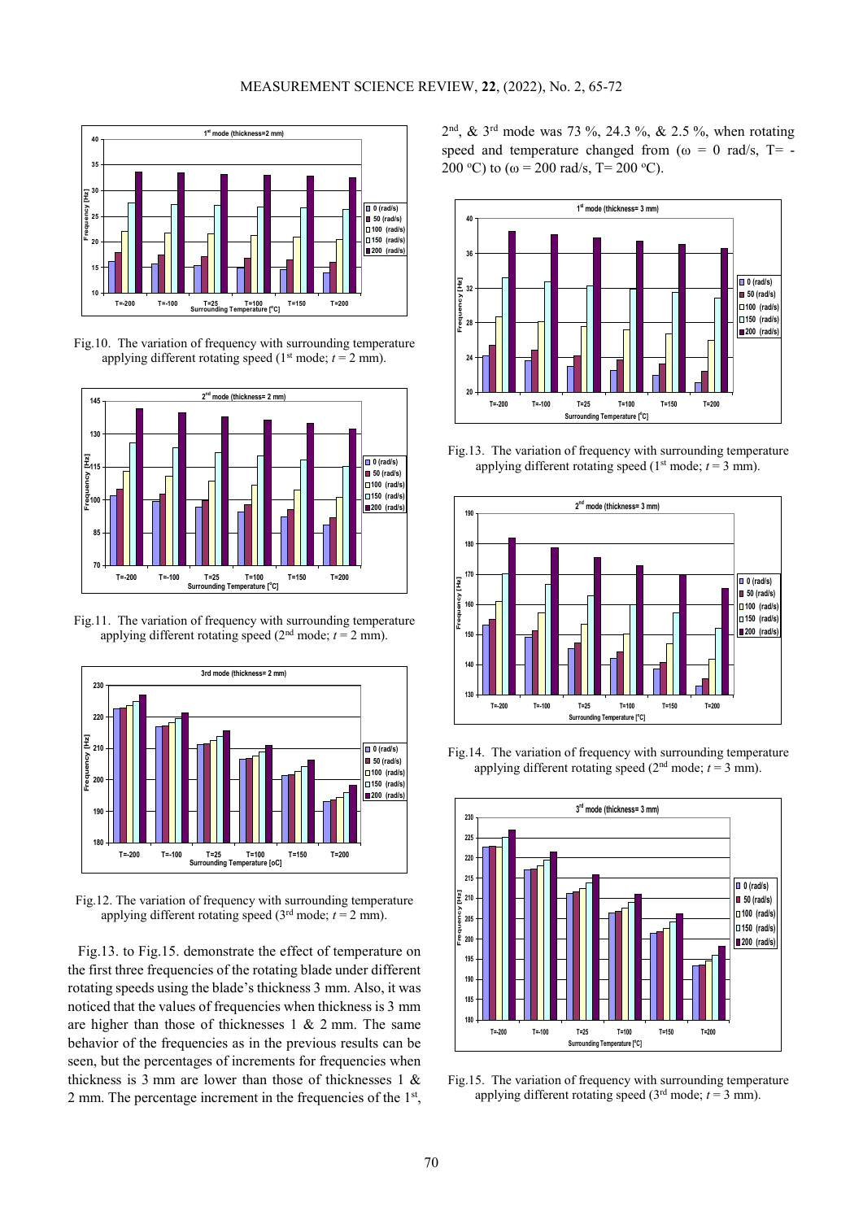Fig.10. The variation of frequency with surrounding temperature applying different rotating speed (1st mode; $t$ = 2 mm).

Fig.11. The variation of frequency with surrounding temperature applying different rotating speed (2nd mode; $t$ = 2 mm).

Fig.12. The variation of frequency with surrounding temperature applying different rotating speed (3rd mode; $t$ = 2 mm).

Fig.13. to Fig.15. demonstrate the effect of temperature on the first three frequencies of the rotating blade under different rotating speeds using the blade's thickness 3 mm. Also, it was noticed that the values of frequencies when thickness is 3 mm are higher than those of thicknesses 1 & 2 mm. The same behavior of the frequencies as in the previous results can be seen, but the percentages of increments for frequencies when thickness is 3 mm are lower than those of thicknesses 1 & 2 mm. The percentage increment in the frequencies of the 1st, 2nd, & 3rd mode was 73 %, 24.3 %, & 2.5 %, when rotating speed and temperature changed from ($\omega$ = 0 rad/s, T= -200 °C) to ($\omega$ = 200 rad/s, T= 200 °C).

Fig.13. The variation of frequency with surrounding temperature applying different rotating speed (1st mode; $t$ = 3 mm).

Fig.14. The variation of frequency with surrounding temperature applying different rotating speed (2nd mode; $t$ = 3 mm).

Fig.15. The variation of frequency with surrounding temperature applying different rotating speed (3rd mode; $t$ = 3 mm).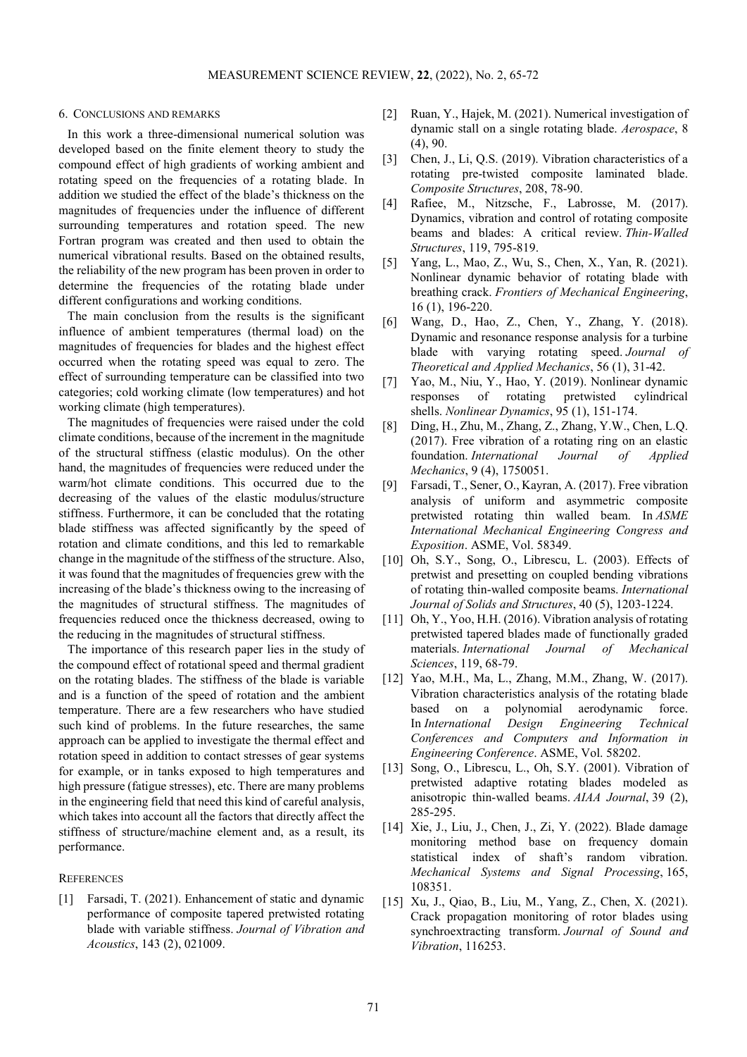## 6. Conclusions and remarks

In this work a three-dimensional numerical solution was developed based on the finite element theory to study the compound effect of high gradients of working ambient and rotating speed on the frequencies of a rotating blade. In addition we studied the effect of the blade's thickness on the magnitudes of frequencies under the influence of different surrounding temperatures and rotation speed. The new Fortran program was created and then used to obtain the numerical vibrational results. Based on the obtained results, the reliability of the new program has been proven in order to determine the frequencies of the rotating blade under different configurations and working conditions.

The main conclusion from the results is the significant influence of ambient temperatures (thermal load) on the magnitudes of frequencies for blades and the highest effect occurred when the rotating speed was equal to zero. The effect of surrounding temperature can be classified into two categories; cold working climate (low temperatures) and hot working climate (high temperatures).

The magnitudes of frequencies were raised under the cold climate conditions, because of the increment in the magnitude of the structural stiffness (elastic modulus). On the other hand, the magnitudes of frequencies were reduced under the warm/hot climate conditions. This occurred due to the decreasing of the values of the elastic modulus/structure stiffness. Furthermore, it can be concluded that the rotating blade stiffness was affected significantly by the speed of rotation and climate conditions, and this led to remarkable change in the magnitude of the stiffness of the structure. Also, it was found that the magnitudes of frequencies grew with the increasing of the blade's thickness owing to the increasing of the magnitudes of structural stiffness. The magnitudes of frequencies reduced once the thickness decreased, owing to the reducing in the magnitudes of structural stiffness.

The importance of this research paper lies in the study of the compound effect of rotational speed and thermal gradient on the rotating blades. The stiffness of the blade is variable and is a function of the speed of rotation and the ambient temperature. There are a few researchers who have studied such kind of problems. In the future researches, the same approach can be applied to investigate the thermal effect and rotation speed in addition to contact stresses of gear systems for example, or in tanks exposed to high temperatures and high pressure (fatigue stresses), etc. There are many problems in the engineering field that need this kind of careful analysis, which takes into account all the factors that directly affect the stiffness of structure/machine element and, as a result, its performance.

## References

[1] Farsadi, T. (2021). Enhancement of static and dynamic performance of composite tapered pretwisted rotating blade with variable stiffness. *Journal of Vibration and Acoustics*, 143 (2), 021009.

[2] Ruan, Y., Hajek, M. (2021). Numerical investigation of dynamic stall on a single rotating blade. *Aerospace*, 8 (4), 90.

[3] Chen, J., Li, Q.S. (2019). Vibration characteristics of a rotating pre-twisted composite laminated blade. *Composite Structures*, 208, 78-90.

[4] Rafiee, M., Nitzsche, F., Labrosse, M. (2017). Dynamics, vibration and control of rotating composite beams and blades: A critical review. *Thin-Walled Structures*, 119, 795-819.

[5] Yang, L., Mao, Z., Wu, S., Chen, X., Yan, R. (2021). Nonlinear dynamic behavior of rotating blade with breathing crack. *Frontiers of Mechanical Engineering*, 16 (1), 196-220.

[6] Wang, D., Hao, Z., Chen, Y., Zhang, Y. (2018). Dynamic and resonance response analysis for a turbine blade with varying rotating speed. *Journal of Theoretical and Applied Mechanics*, 56 (1), 31-42.

[7] Yao, M., Niu, Y., Hao, Y. (2019). Nonlinear dynamic responses of rotating pretwisted cylindrical shells. *Nonlinear Dynamics*, 95 (1), 151-174.

[8] Ding, H., Zhu, M., Zhang, Z., Zhang, Y.W., Chen, L.Q. (2017). Free vibration of a rotating ring on an elastic foundation. *International Journal of Applied Mechanics*, 9 (4), 1750051.

[9] Farsadi, T., Sener, O., Kayran, A. (2017). Free vibration analysis of uniform and asymmetric composite pretwisted rotating thin walled beam. In *ASME International Mechanical Engineering Congress and Exposition*. ASME, Vol. 58349.

[10] Oh, S.Y., Song, O., Librescu, L. (2003). Effects of pretwist and presetting on coupled bending vibrations of rotating thin-walled composite beams. *International Journal of Solids and Structures*, 40 (5), 1203-1224.

[11] Oh, Y., Yoo, H.H. (2016). Vibration analysis of rotating pretwisted tapered blades made of functionally graded materials. *International Journal of Mechanical Sciences*, 119, 68-79.

[12] Yao, M.H., Ma, L., Zhang, M.M., Zhang, W. (2017). Vibration characteristics analysis of the rotating blade based on a polynomial aerodynamic force. In *International Design Engineering Technical Conferences and Computers and Information in Engineering Conference*. ASME, Vol. 58202.

[13] Song, O., Librescu, L., Oh, S.Y. (2001). Vibration of pretwisted adaptive rotating blades modeled as anisotropic thin-walled beams. *AIAA Journal*, 39 (2), 285-295.

[14] Xie, J., Liu, J., Chen, J., Zi, Y. (2022). Blade damage monitoring method base on frequency domain statistical index of shaft's random vibration. *Mechanical Systems and Signal Processing*, 165, 108351.

[15] Xu, J., Qiao, B., Liu, M., Yang, Z., Chen, X. (2021). Crack propagation monitoring of rotor blades using synchroextracting transform. *Journal of Sound and Vibration*, 116253.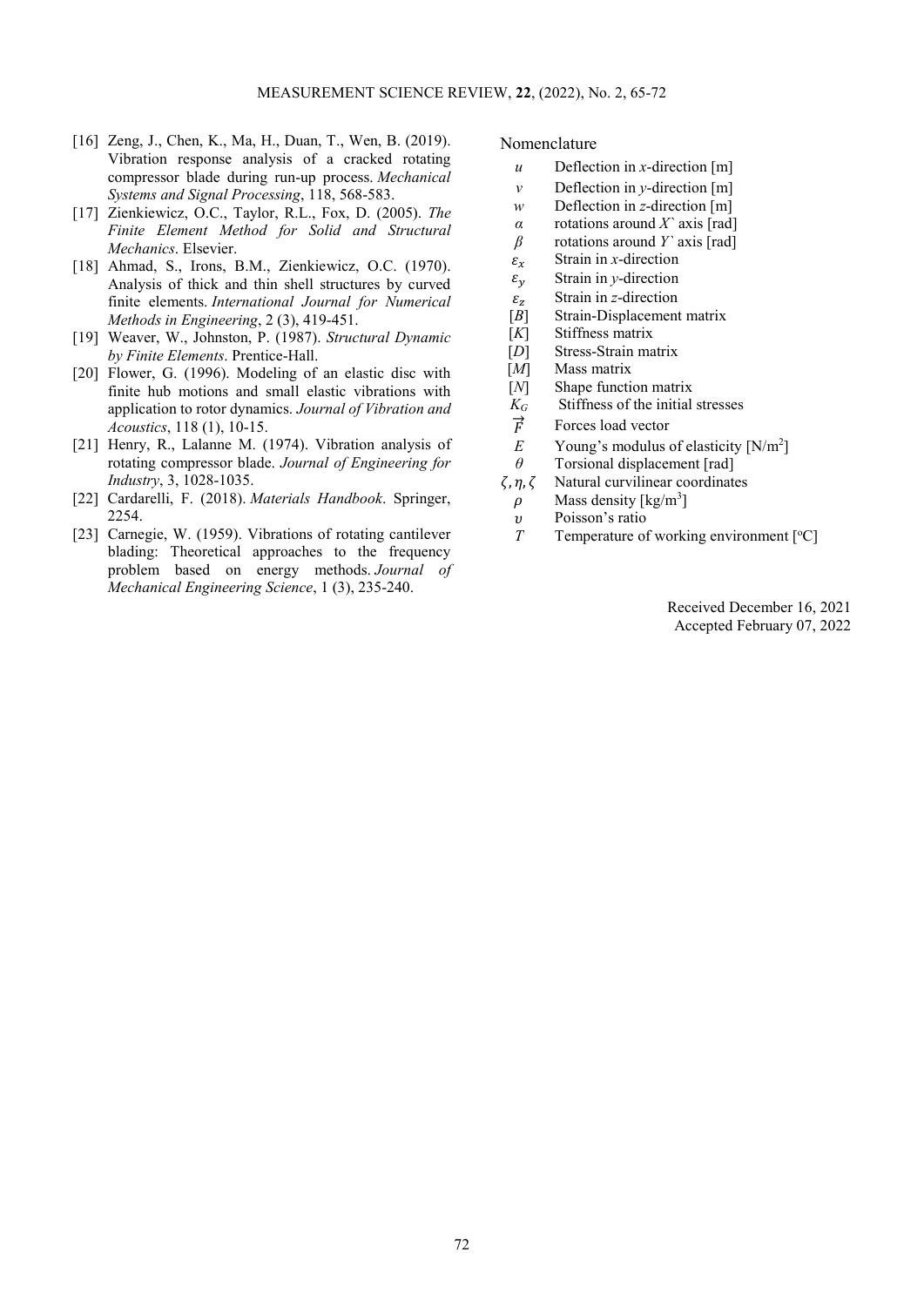[16] Zeng, J., Chen, K., Ma, H., Duan, T., Wen, B. (2019). Vibration response analysis of a cracked rotating compressor blade during run-up process. *Mechanical Systems and Signal Processing*, 118, 568-583.

[17] Zienkiewicz, O.C., Taylor, R.L., Fox, D. (2005). *The Finite Element Method for Solid and Structural Mechanics*. Elsevier.

[18] Ahmad, S., Irons, B.M., Zienkiewicz, O.C. (1970). Analysis of thick and thin shell structures by curved finite elements. *International Journal for Numerical Methods in Engineering*, 2 (3), 419-451.

[19] Weaver, W., Johnston, P. (1987). *Structural Dynamic by Finite Elements*. Prentice-Hall.

[20] Flower, G. (1996). Modeling of an elastic disc with finite hub motions and small elastic vibrations with application to rotor dynamics. *Journal of Vibration and Acoustics*, 118 (1), 10-15.

[21] Henry, R., Lalanne M. (1974). Vibration analysis of rotating compressor blade. *Journal of Engineering for Industry*, 3, 1028-1035.

[22] Cardarelli, F. (2018). *Materials Handbook*. Springer, 2254.

[23] Carnegie, W. (1959). Vibrations of rotating cantilever blading: Theoretical approaches to the frequency problem based on energy methods. *Journal of Mechanical Engineering Science*, 1 (3), 235-240.

## Nomenclature

| | |
|---|---|
| $u$ | Deflection in *x*-direction [m] |
| $v$ | Deflection in *y*-direction [m] |
| $w$ | Deflection in *z*-direction [m] |
| $\alpha$ | rotations around *X*` axis [rad] |
| $\beta$ | rotations around *Y*` axis [rad] |
| $\varepsilon_x$ | Strain in *x*-direction |
| $\varepsilon_y$ | Strain in *y*-direction |
| $\varepsilon_z$ | Strain in *z*-direction |
| $[B]$ | Strain-Displacement matrix |
| $[K]$ | Stiffness matrix |
| $[D]$ | Stress-Strain matrix |
| $[M]$ | Mass matrix |
| $[N]$ | Shape function matrix |
| $K_G$ | Stiffness of the initial stresses |
| $\vec{F}$ | Forces load vector |
| $E$ | Young's modulus of elasticity [N/m$^2$] |
| $\theta$ | Torsional displacement [rad] |
| $\zeta, \eta, \zeta$ | Natural curvilinear coordinates |
| $\rho$ | Mass density [kg/m$^3$] |
| $\upsilon$ | Poisson's ratio |
| $T$ | Temperature of working environment [$^o$C] |

Received December 16, 2021
Accepted February 07, 2022